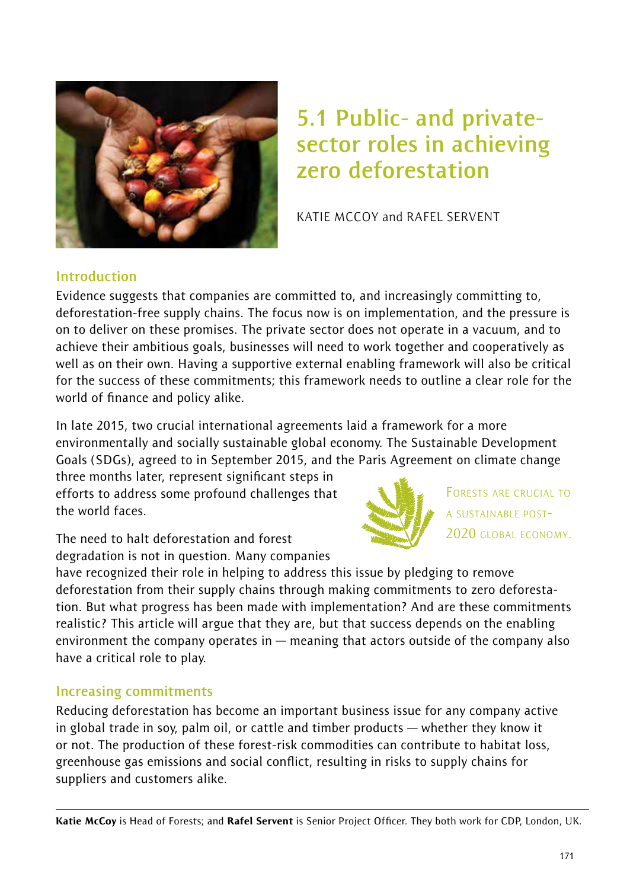# 5.1 Public- and private-sector roles in achieving zero deforestation

KATIE MCCOY and RAFEL SERVENT

## Introduction

Evidence suggests that companies are committed to, and increasingly committing to, deforestation-free supply chains. The focus now is on implementation, and the pressure is on to deliver on these promises. The private sector does not operate in a vacuum, and to achieve their ambitious goals, businesses will need to work together and cooperatively as well as on their own. Having a supportive external enabling framework will also be critical for the success of these commitments; this framework needs to outline a clear role for the world of finance and policy alike.

In late 2015, two crucial international agreements laid a framework for a more environmentally and socially sustainable global economy. The Sustainable Development Goals (SDGs), agreed to in September 2015, and the Paris Agreement on climate change three months later, represent significant steps in efforts to address some profound challenges that the world faces.

FORESTS ARE CRUCIAL TO A SUSTAINABLE POST-2020 GLOBAL ECONOMY.

The need to halt deforestation and forest degradation is not in question. Many companies have recognized their role in helping to address this issue by pledging to remove deforestation from their supply chains through making commitments to zero deforestation. But what progress has been made with implementation? And are these commitments realistic? This article will argue that they are, but that success depends on the enabling environment the company operates in — meaning that actors outside of the company also have a critical role to play.

## Increasing commitments

Reducing deforestation has become an important business issue for any company active in global trade in soy, palm oil, or cattle and timber products — whether they know it or not. The production of these forest-risk commodities can contribute to habitat loss, greenhouse gas emissions and social conflict, resulting in risks to supply chains for suppliers and customers alike.

---

**Katie McCoy** is Head of Forests; and **Rafel Servent** is Senior Project Officer. They both work for CDP, London, UK.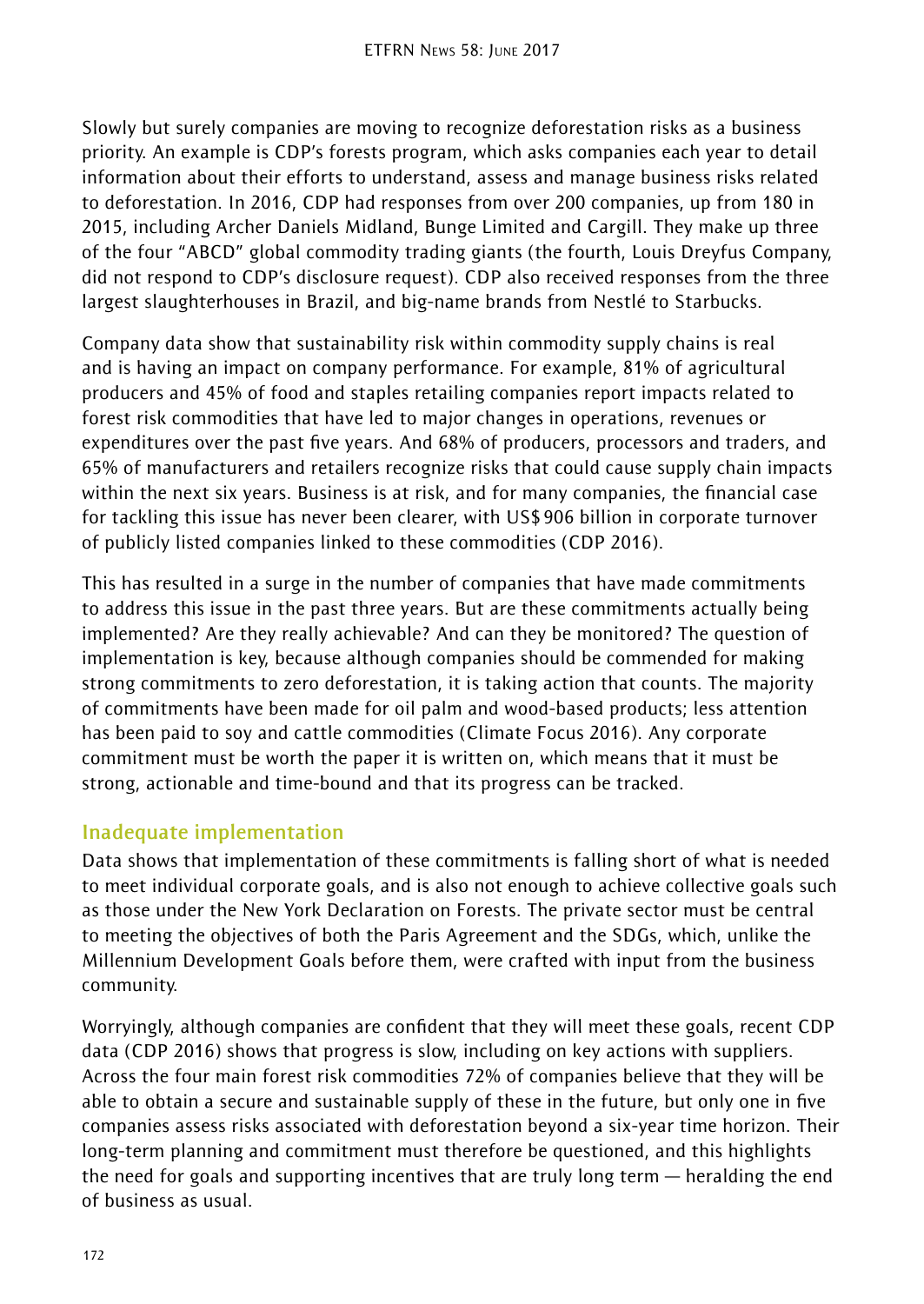Slowly but surely companies are moving to recognize deforestation risks as a business priority. An example is CDP's forests program, which asks companies each year to detail information about their efforts to understand, assess and manage business risks related to deforestation. In 2016, CDP had responses from over 200 companies, up from 180 in 2015, including Archer Daniels Midland, Bunge Limited and Cargill. They make up three of the four "ABCD" global commodity trading giants (the fourth, Louis Dreyfus Company, did not respond to CDP's disclosure request). CDP also received responses from the three largest slaughterhouses in Brazil, and big-name brands from Nestlé to Starbucks.

Company data show that sustainability risk within commodity supply chains is real and is having an impact on company performance. For example, 81% of agricultural producers and 45% of food and staples retailing companies report impacts related to forest risk commodities that have led to major changes in operations, revenues or expenditures over the past five years. And 68% of producers, processors and traders, and 65% of manufacturers and retailers recognize risks that could cause supply chain impacts within the next six years. Business is at risk, and for many companies, the financial case for tackling this issue has never been clearer, with US$ 906 billion in corporate turnover of publicly listed companies linked to these commodities (CDP 2016).

This has resulted in a surge in the number of companies that have made commitments to address this issue in the past three years. But are these commitments actually being implemented? Are they really achievable? And can they be monitored? The question of implementation is key, because although companies should be commended for making strong commitments to zero deforestation, it is taking action that counts. The majority of commitments have been made for oil palm and wood-based products; less attention has been paid to soy and cattle commodities (Climate Focus 2016). Any corporate commitment must be worth the paper it is written on, which means that it must be strong, actionable and time-bound and that its progress can be tracked.

## Inadequate implementation

Data shows that implementation of these commitments is falling short of what is needed to meet individual corporate goals, and is also not enough to achieve collective goals such as those under the New York Declaration on Forests. The private sector must be central to meeting the objectives of both the Paris Agreement and the SDGs, which, unlike the Millennium Development Goals before them, were crafted with input from the business community.

Worryingly, although companies are confident that they will meet these goals, recent CDP data (CDP 2016) shows that progress is slow, including on key actions with suppliers. Across the four main forest risk commodities 72% of companies believe that they will be able to obtain a secure and sustainable supply of these in the future, but only one in five companies assess risks associated with deforestation beyond a six-year time horizon. Their long-term planning and commitment must therefore be questioned, and this highlights the need for goals and supporting incentives that are truly long term — heralding the end of business as usual.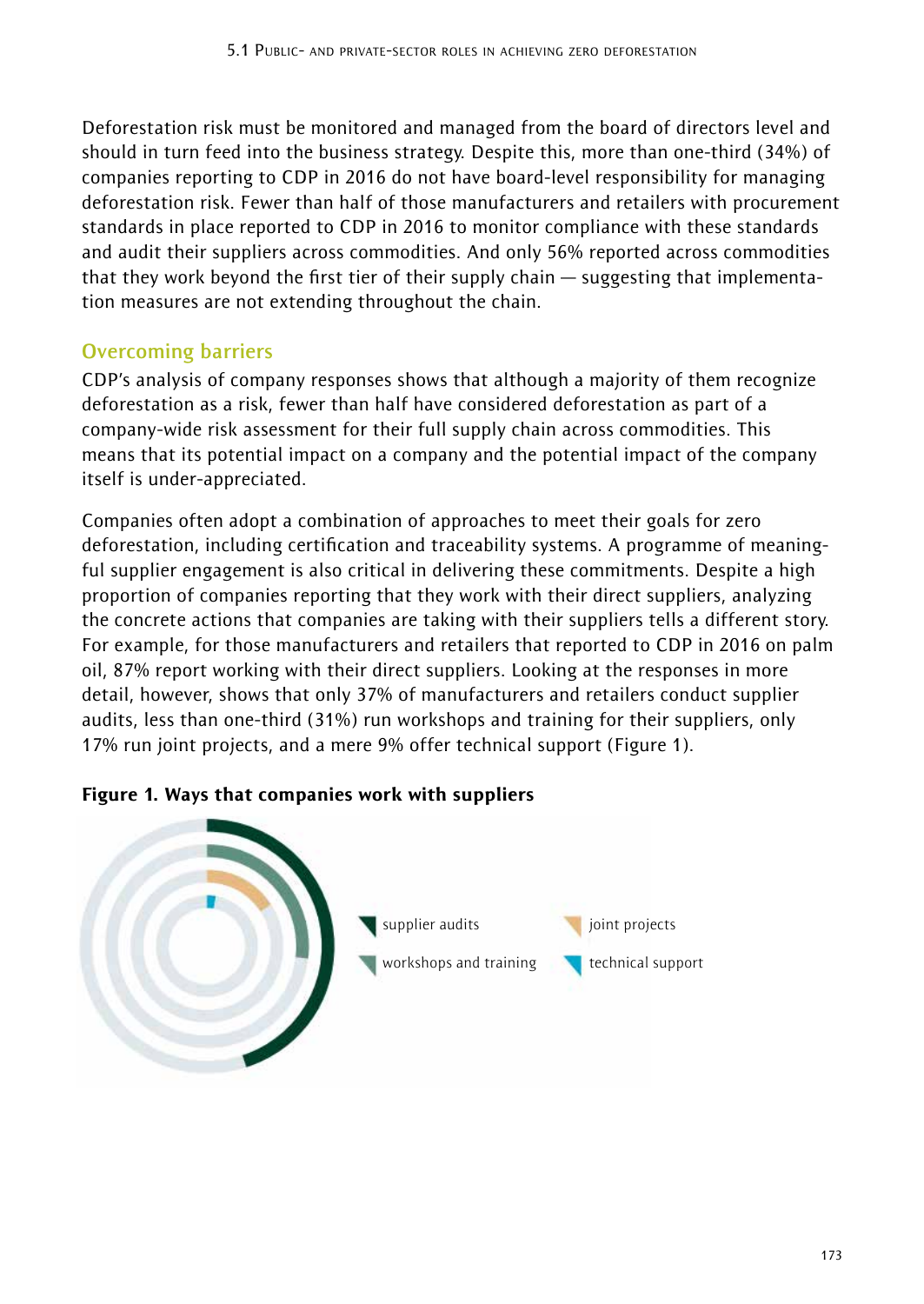Deforestation risk must be monitored and managed from the board of directors level and should in turn feed into the business strategy. Despite this, more than one-third (34%) of companies reporting to CDP in 2016 do not have board-level responsibility for managing deforestation risk. Fewer than half of those manufacturers and retailers with procurement standards in place reported to CDP in 2016 to monitor compliance with these standards and audit their suppliers across commodities. And only 56% reported across commodities that they work beyond the first tier of their supply chain — suggesting that implementation measures are not extending throughout the chain.

## Overcoming barriers

CDP's analysis of company responses shows that although a majority of them recognize deforestation as a risk, fewer than half have considered deforestation as part of a company-wide risk assessment for their full supply chain across commodities. This means that its potential impact on a company and the potential impact of the company itself is under-appreciated.

Companies often adopt a combination of approaches to meet their goals for zero deforestation, including certification and traceability systems. A programme of meaningful supplier engagement is also critical in delivering these commitments. Despite a high proportion of companies reporting that they work with their direct suppliers, analyzing the concrete actions that companies are taking with their suppliers tells a different story. For example, for those manufacturers and retailers that reported to CDP in 2016 on palm oil, 87% report working with their direct suppliers. Looking at the responses in more detail, however, shows that only 37% of manufacturers and retailers conduct supplier audits, less than one-third (31%) run workshops and training for their suppliers, only 17% run joint projects, and a mere 9% offer technical support (Figure 1).

**Figure 1. Ways that companies work with suppliers**

supplier audits

workshops and training

joint projects

technical support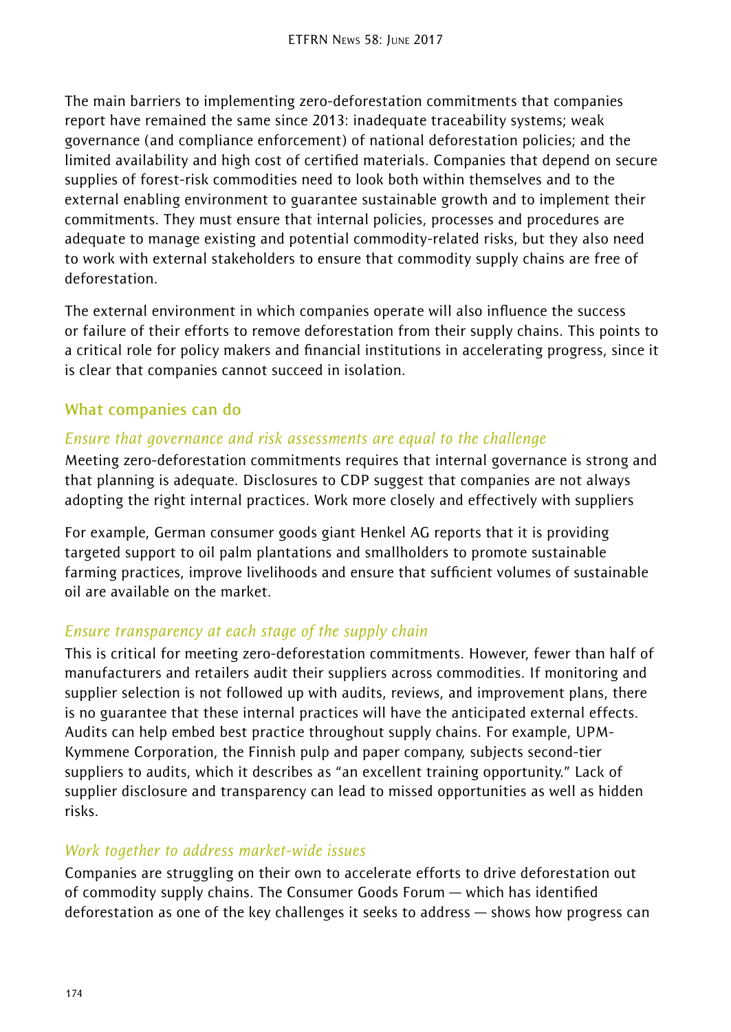The main barriers to implementing zero-deforestation commitments that companies report have remained the same since 2013: inadequate traceability systems; weak governance (and compliance enforcement) of national deforestation policies; and the limited availability and high cost of certified materials. Companies that depend on secure supplies of forest-risk commodities need to look both within themselves and to the external enabling environment to guarantee sustainable growth and to implement their commitments. They must ensure that internal policies, processes and procedures are adequate to manage existing and potential commodity-related risks, but they also need to work with external stakeholders to ensure that commodity supply chains are free of deforestation.

The external environment in which companies operate will also influence the success or failure of their efforts to remove deforestation from their supply chains. This points to a critical role for policy makers and financial institutions in accelerating progress, since it is clear that companies cannot succeed in isolation.

## What companies can do

### *Ensure that governance and risk assessments are equal to the challenge*

Meeting zero-deforestation commitments requires that internal governance is strong and that planning is adequate. Disclosures to CDP suggest that companies are not always adopting the right internal practices. Work more closely and effectively with suppliers

For example, German consumer goods giant Henkel AG reports that it is providing targeted support to oil palm plantations and smallholders to promote sustainable farming practices, improve livelihoods and ensure that sufficient volumes of sustainable oil are available on the market.

### *Ensure transparency at each stage of the supply chain*

This is critical for meeting zero-deforestation commitments. However, fewer than half of manufacturers and retailers audit their suppliers across commodities. If monitoring and supplier selection is not followed up with audits, reviews, and improvement plans, there is no guarantee that these internal practices will have the anticipated external effects. Audits can help embed best practice throughout supply chains. For example, UPM-Kymmene Corporation, the Finnish pulp and paper company, subjects second-tier suppliers to audits, which it describes as "an excellent training opportunity." Lack of supplier disclosure and transparency can lead to missed opportunities as well as hidden risks.

### *Work together to address market-wide issues*

Companies are struggling on their own to accelerate efforts to drive deforestation out of commodity supply chains. The Consumer Goods Forum — which has identified deforestation as one of the key challenges it seeks to address — shows how progress can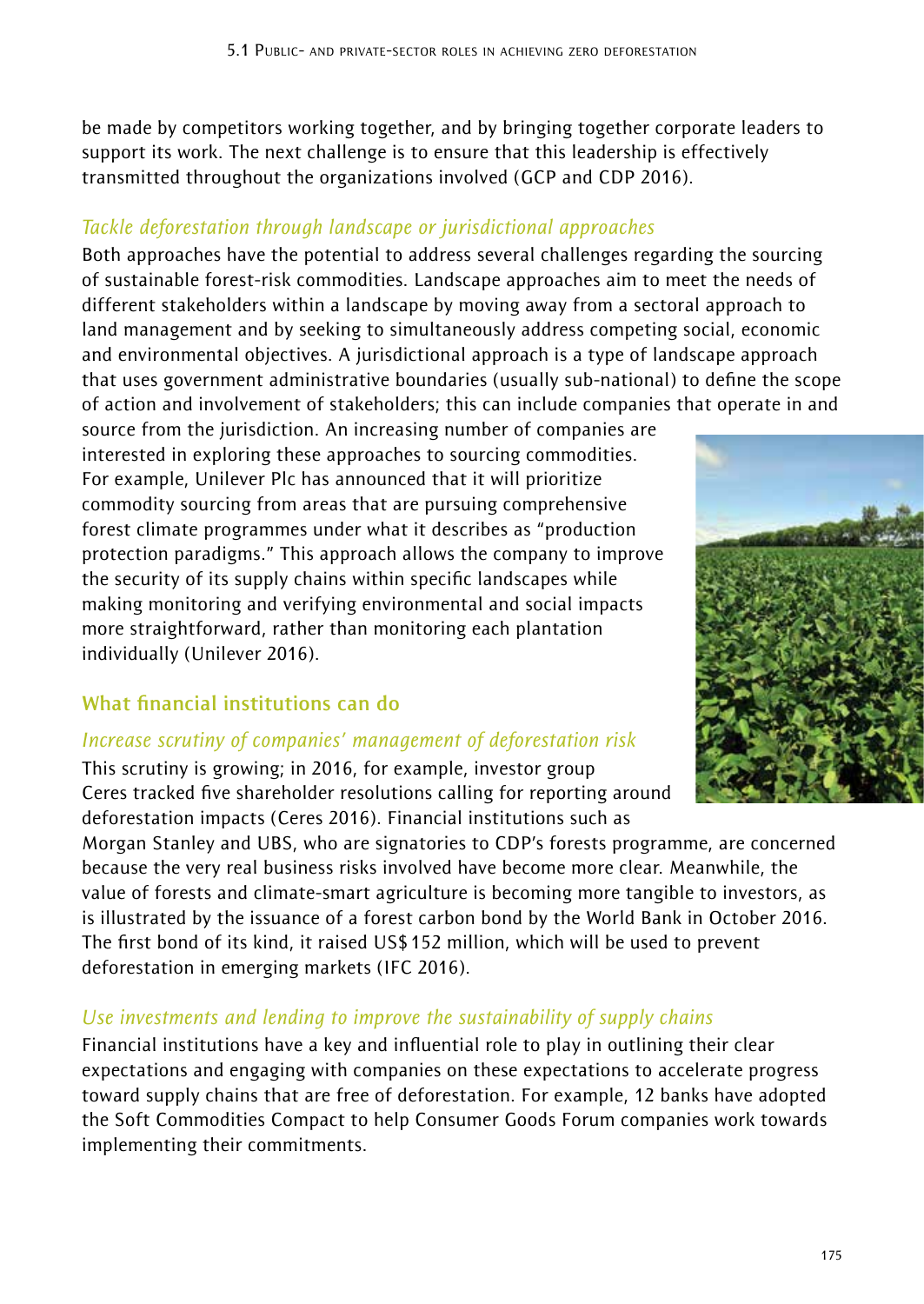be made by competitors working together, and by bringing together corporate leaders to support its work. The next challenge is to ensure that this leadership is effectively transmitted throughout the organizations involved (GCP and CDP 2016).

*Tackle deforestation through landscape or jurisdictional approaches*

Both approaches have the potential to address several challenges regarding the sourcing of sustainable forest-risk commodities. Landscape approaches aim to meet the needs of different stakeholders within a landscape by moving away from a sectoral approach to land management and by seeking to simultaneously address competing social, economic and environmental objectives. A jurisdictional approach is a type of landscape approach that uses government administrative boundaries (usually sub-national) to define the scope of action and involvement of stakeholders; this can include companies that operate in and source from the jurisdiction. An increasing number of companies are interested in exploring these approaches to sourcing commodities. For example, Unilever Plc has announced that it will prioritize commodity sourcing from areas that are pursuing comprehensive forest climate programmes under what it describes as "production protection paradigms." This approach allows the company to improve the security of its supply chains within specific landscapes while making monitoring and verifying environmental and social impacts more straightforward, rather than monitoring each plantation individually (Unilever 2016).

## What financial institutions can do

*Increase scrutiny of companies' management of deforestation risk*

This scrutiny is growing; in 2016, for example, investor group Ceres tracked five shareholder resolutions calling for reporting around deforestation impacts (Ceres 2016). Financial institutions such as Morgan Stanley and UBS, who are signatories to CDP's forests programme, are concerned because the very real business risks involved have become more clear. Meanwhile, the value of forests and climate-smart agriculture is becoming more tangible to investors, as is illustrated by the issuance of a forest carbon bond by the World Bank in October 2016. The first bond of its kind, it raised US$ 152 million, which will be used to prevent deforestation in emerging markets (IFC 2016).

*Use investments and lending to improve the sustainability of supply chains*

Financial institutions have a key and influential role to play in outlining their clear expectations and engaging with companies on these expectations to accelerate progress toward supply chains that are free of deforestation. For example, 12 banks have adopted the Soft Commodities Compact to help Consumer Goods Forum companies work towards implementing their commitments.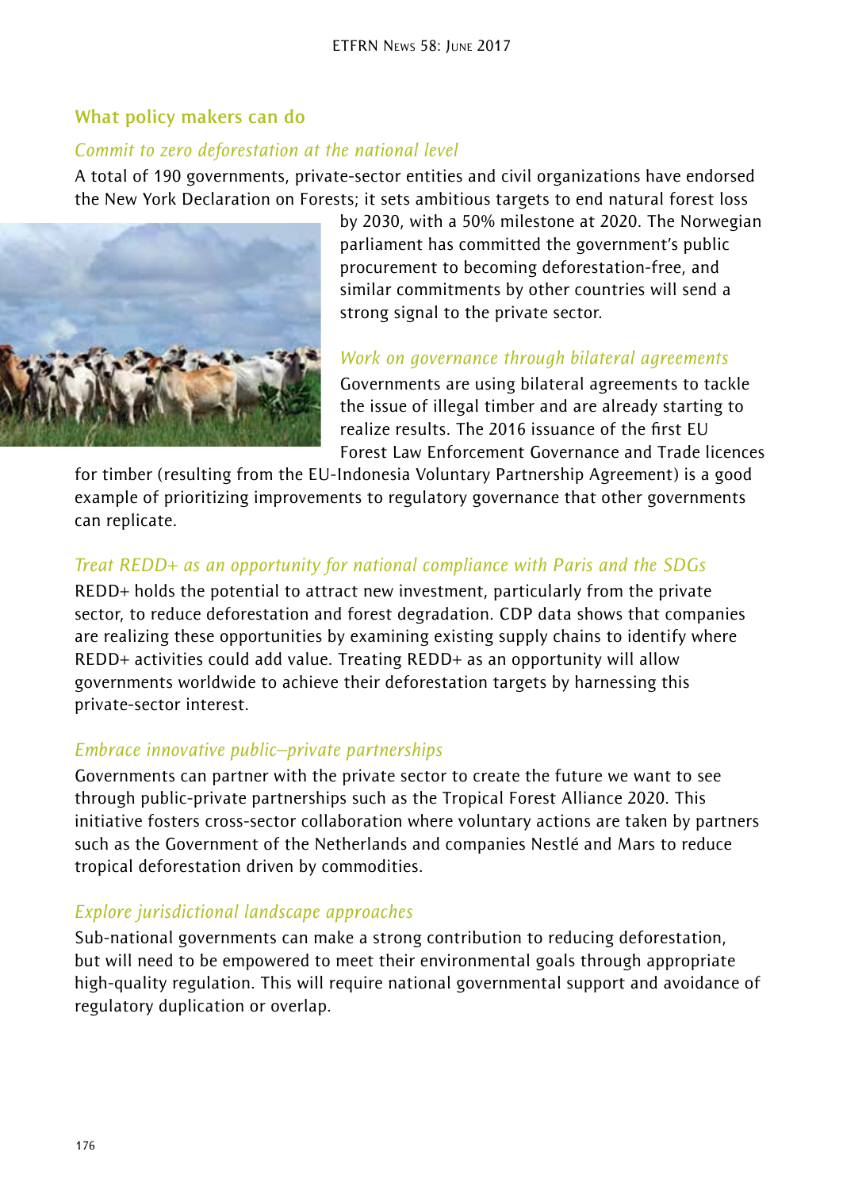## What policy makers can do

### *Commit to zero deforestation at the national level*

A total of 190 governments, private-sector entities and civil organizations have endorsed the New York Declaration on Forests; it sets ambitious targets to end natural forest loss by 2030, with a 50% milestone at 2020. The Norwegian parliament has committed the government's public procurement to becoming deforestation-free, and similar commitments by other countries will send a strong signal to the private sector.

### *Work on governance through bilateral agreements*

Governments are using bilateral agreements to tackle the issue of illegal timber and are already starting to realize results. The 2016 issuance of the first EU Forest Law Enforcement Governance and Trade licences for timber (resulting from the EU-Indonesia Voluntary Partnership Agreement) is a good example of prioritizing improvements to regulatory governance that other governments can replicate.

### *Treat REDD+ as an opportunity for national compliance with Paris and the SDGs*

REDD+ holds the potential to attract new investment, particularly from the private sector, to reduce deforestation and forest degradation. CDP data shows that companies are realizing these opportunities by examining existing supply chains to identify where REDD+ activities could add value. Treating REDD+ as an opportunity will allow governments worldwide to achieve their deforestation targets by harnessing this private-sector interest.

### *Embrace innovative public–private partnerships*

Governments can partner with the private sector to create the future we want to see through public-private partnerships such as the Tropical Forest Alliance 2020. This initiative fosters cross-sector collaboration where voluntary actions are taken by partners such as the Government of the Netherlands and companies Nestlé and Mars to reduce tropical deforestation driven by commodities.

### *Explore jurisdictional landscape approaches*

Sub-national governments can make a strong contribution to reducing deforestation, but will need to be empowered to meet their environmental goals through appropriate high-quality regulation. This will require national governmental support and avoidance of regulatory duplication or overlap.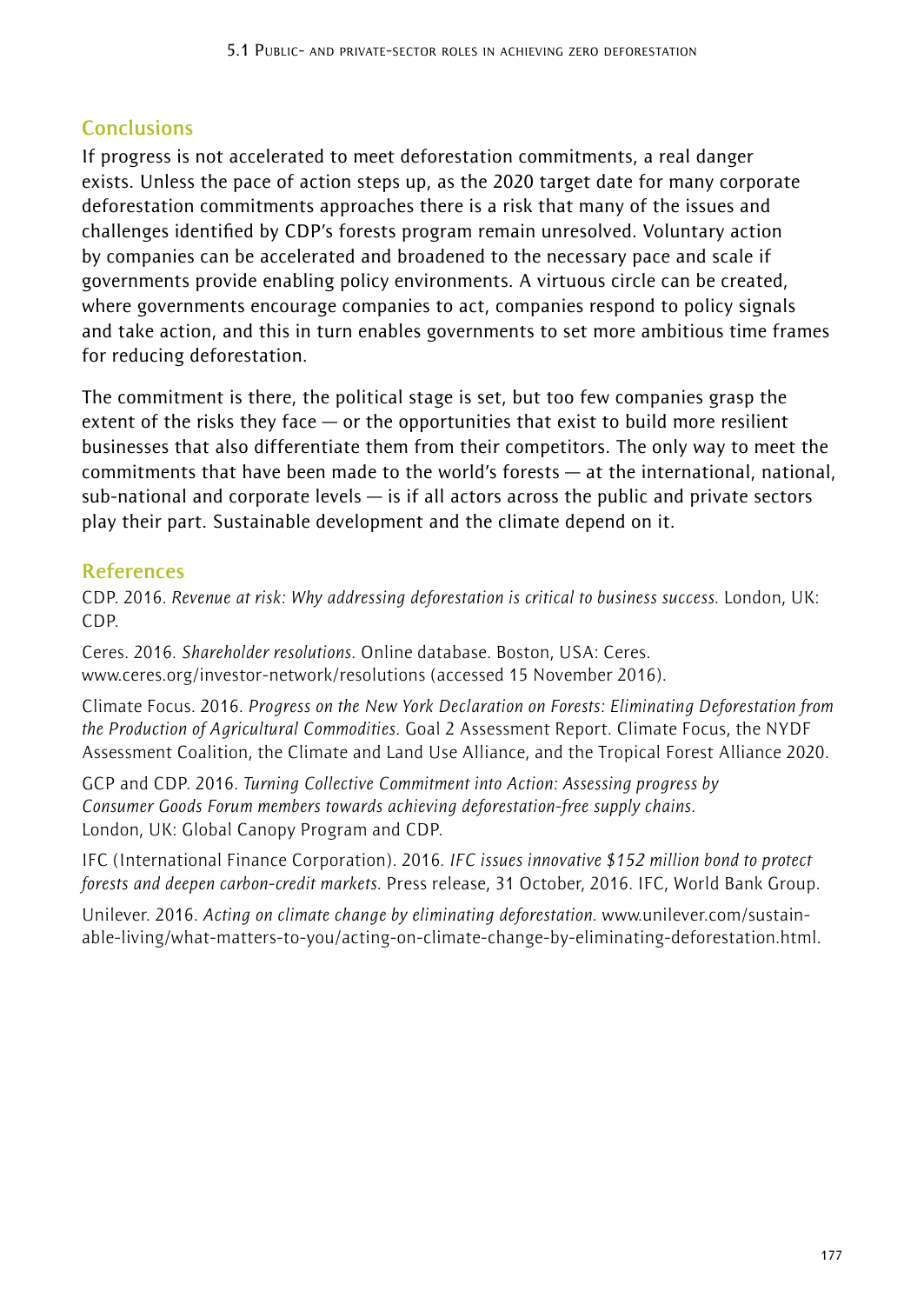## Conclusions

If progress is not accelerated to meet deforestation commitments, a real danger exists. Unless the pace of action steps up, as the 2020 target date for many corporate deforestation commitments approaches there is a risk that many of the issues and challenges identified by CDP's forests program remain unresolved. Voluntary action by companies can be accelerated and broadened to the necessary pace and scale if governments provide enabling policy environments. A virtuous circle can be created, where governments encourage companies to act, companies respond to policy signals and take action, and this in turn enables governments to set more ambitious time frames for reducing deforestation.

The commitment is there, the political stage is set, but too few companies grasp the extent of the risks they face — or the opportunities that exist to build more resilient businesses that also differentiate them from their competitors. The only way to meet the commitments that have been made to the world's forests — at the international, national, sub-national and corporate levels — is if all actors across the public and private sectors play their part. Sustainable development and the climate depend on it.

## References

CDP. 2016. *Revenue at risk: Why addressing deforestation is critical to business success.* London, UK: CDP.

Ceres. 2016. *Shareholder resolutions.* Online database. Boston, USA: Ceres. www.ceres.org/investor-network/resolutions (accessed 15 November 2016).

Climate Focus. 2016. *Progress on the New York Declaration on Forests: Eliminating Deforestation from the Production of Agricultural Commodities.* Goal 2 Assessment Report. Climate Focus, the NYDF Assessment Coalition, the Climate and Land Use Alliance, and the Tropical Forest Alliance 2020.

GCP and CDP. 2016. *Turning Collective Commitment into Action: Assessing progress by Consumer Goods Forum members towards achieving deforestation-free supply chains.* London, UK: Global Canopy Program and CDP.

IFC (International Finance Corporation). 2016. *IFC issues innovative $152 million bond to protect forests and deepen carbon-credit markets.* Press release, 31 October, 2016. IFC, World Bank Group.

Unilever. 2016. *Acting on climate change by eliminating deforestation.* www.unilever.com/sustainable-living/what-matters-to-you/acting-on-climate-change-by-eliminating-deforestation.html.